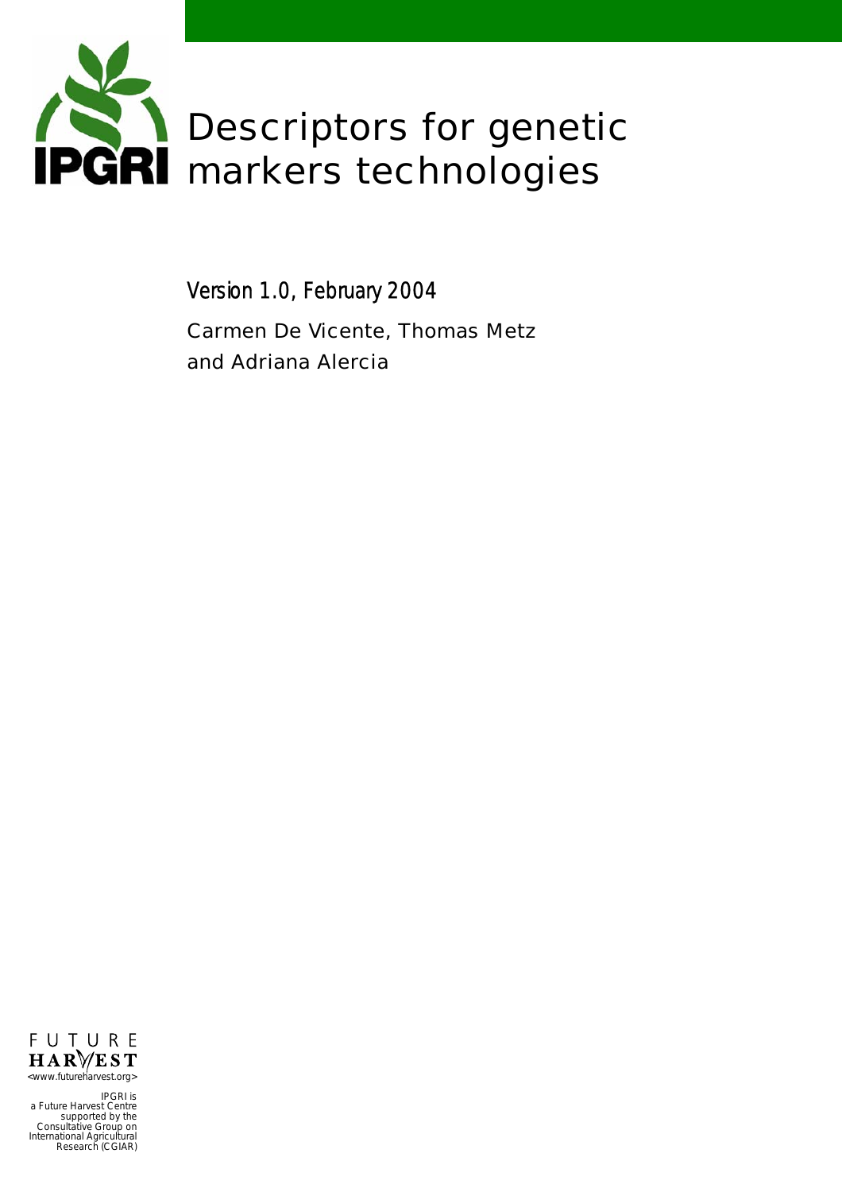IPGRI

# Descriptors for genetic markers technologies

*Version 1.0, February 2004*

Carmen De Vicente, Thomas Metz and Adriana Alercia

FUTURE HARVEST
<www.futureharvest.org>

IPGRI is a Future Harvest Centre supported by the Consultative Group on International Agricultural Research (CGIAR)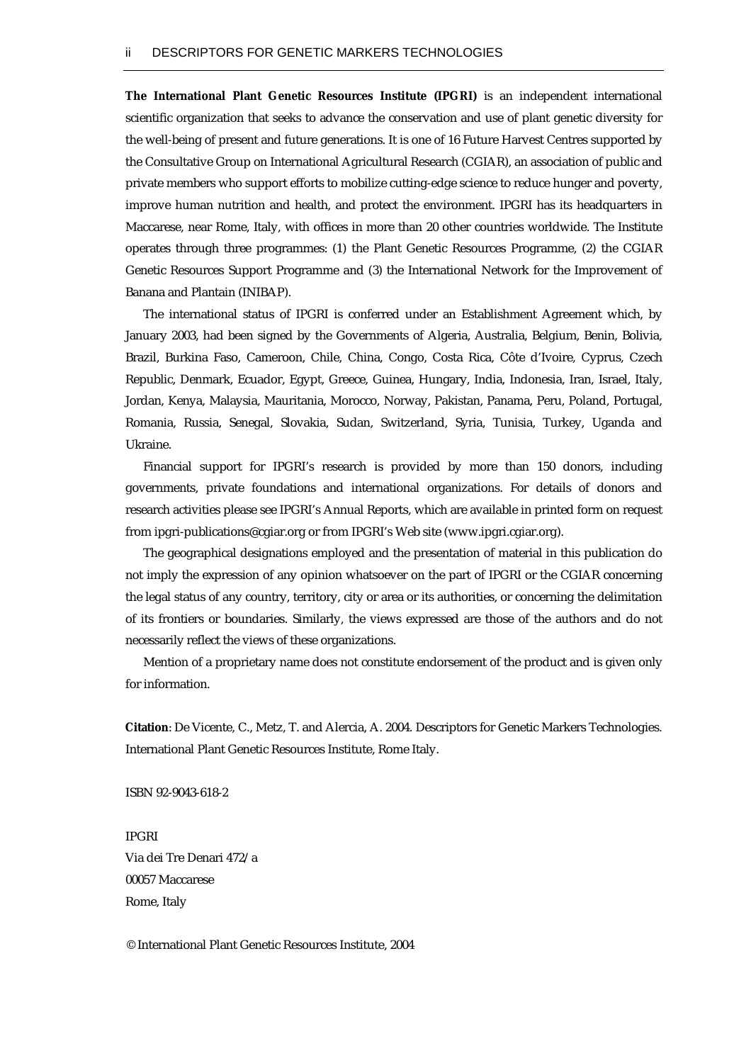**The International Plant Genetic Resources Institute (IPGRI)** is an independent international scientific organization that seeks to advance the conservation and use of plant genetic diversity for the well-being of present and future generations. It is one of 16 Future Harvest Centres supported by the Consultative Group on International Agricultural Research (CGIAR), an association of public and private members who support efforts to mobilize cutting-edge science to reduce hunger and poverty, improve human nutrition and health, and protect the environment. IPGRI has its headquarters in Maccarese, near Rome, Italy, with offices in more than 20 other countries worldwide. The Institute operates through three programmes: (1) the Plant Genetic Resources Programme, (2) the CGIAR Genetic Resources Support Programme and (3) the International Network for the Improvement of Banana and Plantain (INIBAP).

The international status of IPGRI is conferred under an Establishment Agreement which, by January 2003, had been signed by the Governments of Algeria, Australia, Belgium, Benin, Bolivia, Brazil, Burkina Faso, Cameroon, Chile, China, Congo, Costa Rica, Côte d'Ivoire, Cyprus, Czech Republic, Denmark, Ecuador, Egypt, Greece, Guinea, Hungary, India, Indonesia, Iran, Israel, Italy, Jordan, Kenya, Malaysia, Mauritania, Morocco, Norway, Pakistan, Panama, Peru, Poland, Portugal, Romania, Russia, Senegal, Slovakia, Sudan, Switzerland, Syria, Tunisia, Turkey, Uganda and Ukraine.

Financial support for IPGRI's research is provided by more than 150 donors, including governments, private foundations and international organizations. For details of donors and research activities please see IPGRI's Annual Reports, which are available in printed form on request from ipgri-publications@cgiar.org or from IPGRI's Web site (www.ipgri.cgiar.org).

The geographical designations employed and the presentation of material in this publication do not imply the expression of any opinion whatsoever on the part of IPGRI or the CGIAR concerning the legal status of any country, territory, city or area or its authorities, or concerning the delimitation of its frontiers or boundaries. Similarly, the views expressed are those of the authors and do not necessarily reflect the views of these organizations.

Mention of a proprietary name does not constitute endorsement of the product and is given only for information.

**Citation**: De Vicente, C., Metz, T. and Alercia, A. 2004. Descriptors for Genetic Markers Technologies. International Plant Genetic Resources Institute, Rome Italy.

ISBN 92-9043-618-2

IPGRI
Via dei Tre Denari 472/a
00057 Maccarese
Rome, Italy

© International Plant Genetic Resources Institute, 2004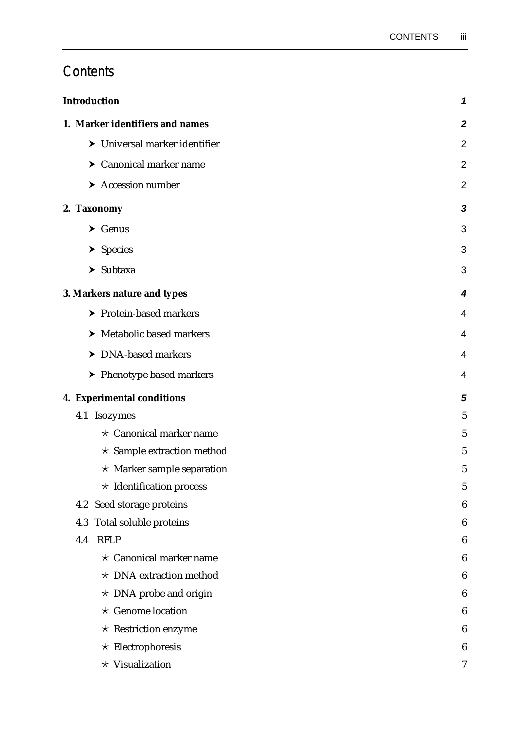# Contents

| | |
|---|---|
| **Introduction** | ***1*** |
| **1. Marker identifiers and names** | ***2*** |
| ➤ Universal marker identifier | 2 |
| ➤ Canonical marker name | 2 |
| ➤ Accession number | 2 |
| **2. Taxonomy** | ***3*** |
| ➤ Genus | 3 |
| ➤ Species | 3 |
| ➤ Subtaxa | 3 |
| **3. Markers nature and types** | ***4*** |
| ➤ Protein-based markers | 4 |
| ➤ Metabolic based markers | 4 |
| ➤ DNA-based markers | 4 |
| ➤ Phenotype based markers | 4 |
| **4. Experimental conditions** | ***5*** |
| 4.1 Isozymes | 5 |
| ⋆ Canonical marker name | 5 |
| ⋆ Sample extraction method | 5 |
| ⋆ Marker sample separation | 5 |
| ⋆ Identification process | 5 |
| 4.2 Seed storage proteins | 6 |
| 4.3 Total soluble proteins | 6 |
| 4.4 RFLP | 6 |
| ⋆ Canonical marker name | 6 |
| ⋆ DNA extraction method | 6 |
| ⋆ DNA probe and origin | 6 |
| ⋆ Genome location | 6 |
| ⋆ Restriction enzyme | 6 |
| ⋆ Electrophoresis | 6 |
| ⋆ Visualization | 7 |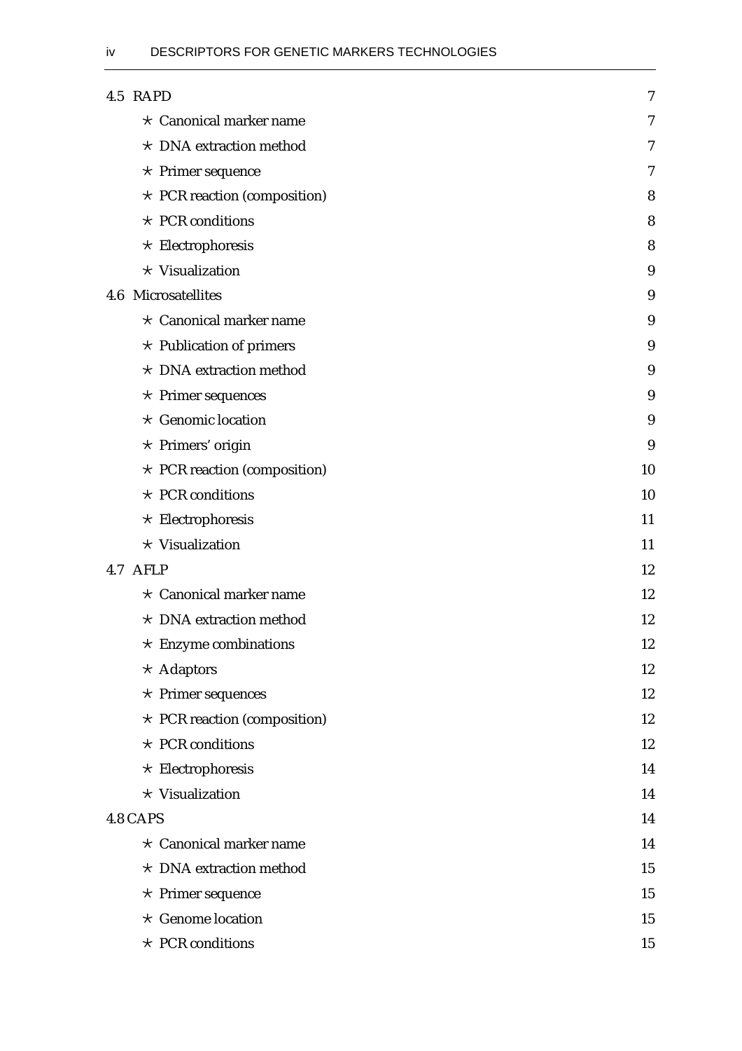4.5 RAPD 7

- ⋆ Canonical marker name 7
- ⋆ DNA extraction method 7
- ⋆ Primer sequence 7
- ⋆ PCR reaction (composition) 8
- ⋆ PCR conditions 8
- ⋆ Electrophoresis 8
- ⋆ Visualization 9

4.6 Microsatellites 9

- ⋆ Canonical marker name 9
- ⋆ Publication of primers 9
- ⋆ DNA extraction method 9
- ⋆ Primer sequences 9
- ⋆ Genomic location 9
- ⋆ Primers' origin 9
- ⋆ PCR reaction (composition) 10
- ⋆ PCR conditions 10
- ⋆ Electrophoresis 11
- ⋆ Visualization 11

4.7 AFLP 12

- ⋆ Canonical marker name 12
- ⋆ DNA extraction method 12
- ⋆ Enzyme combinations 12
- ⋆ Adaptors 12
- ⋆ Primer sequences 12
- ⋆ PCR reaction (composition) 12
- ⋆ PCR conditions 12
- ⋆ Electrophoresis 14
- ⋆ Visualization 14

4.8 CAPS 14

- ⋆ Canonical marker name 14
- ⋆ DNA extraction method 15
- ⋆ Primer sequence 15
- ⋆ Genome location 15
- ⋆ PCR conditions 15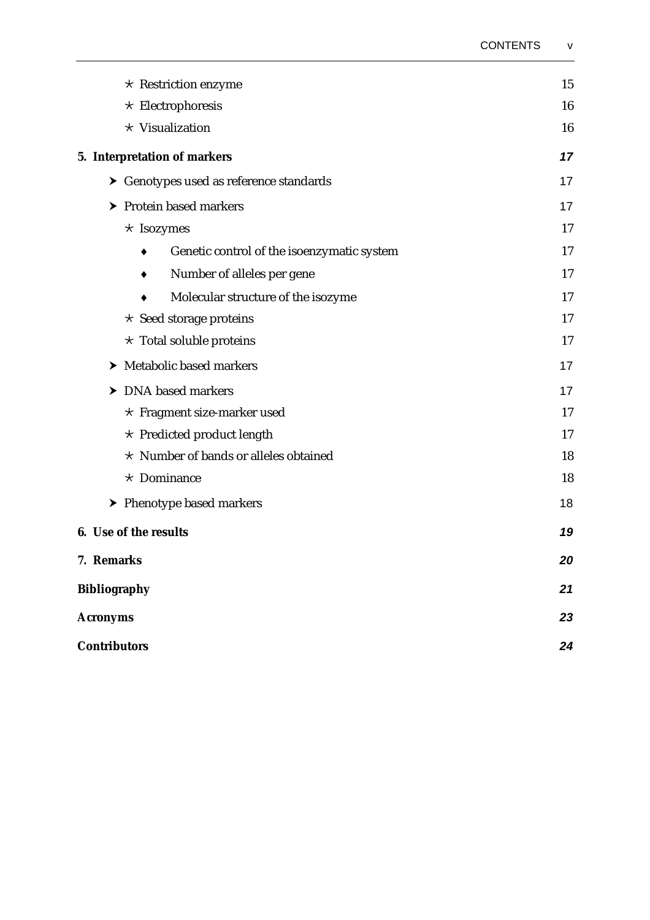- ⋆ Restriction enzyme 15
- ⋆ Electrophoresis 16
- ⋆ Visualization 16

**5. Interpretation of markers** ***17***

- ➤ Genotypes used as reference standards 17
- ➤ Protein based markers 17
  - ⋆ Isozymes 17
    - ♦ Genetic control of the isoenzymatic system 17
    - ♦ Number of alleles per gene 17
    - ♦ Molecular structure of the isozyme 17
  - ⋆ Seed storage proteins 17
  - ⋆ Total soluble proteins 17
- ➤ Metabolic based markers 17
- ➤ DNA based markers 17
  - ⋆ Fragment size-marker used 17
  - ⋆ Predicted product length 17
  - ⋆ Number of bands or alleles obtained 18
  - ⋆ Dominance 18
- ➤ Phenotype based markers 18

**6. Use of the results** ***19***

**7. Remarks** ***20***

**Bibliography** ***21***

**Acronyms** ***23***

**Contributors** ***24***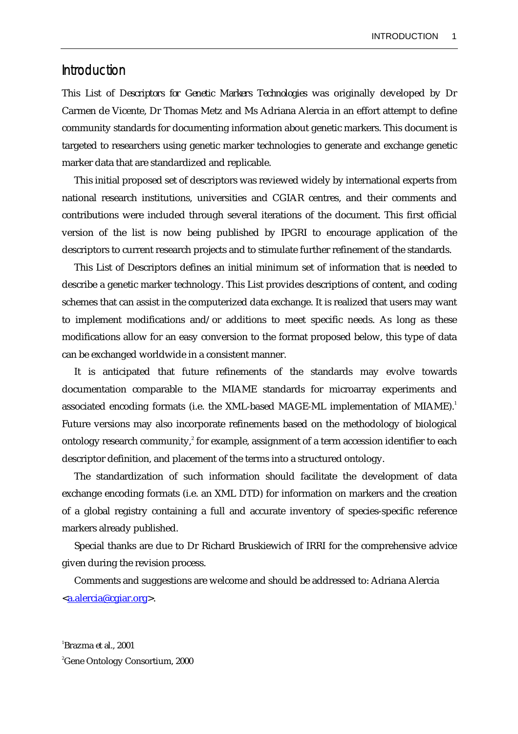# Introduction

This List of *Descriptors for Genetic Markers Technologies* was originally developed by Dr Carmen de Vicente, Dr Thomas Metz and Ms Adriana Alercia in an effort attempt to define community standards for documenting information about genetic markers. This document is targeted to researchers using genetic marker technologies to generate and exchange genetic marker data that are standardized and replicable.

This initial proposed set of descriptors was reviewed widely by international experts from national research institutions, universities and CGIAR centres, and their comments and contributions were included through several iterations of the document. This first official version of the list is now being published by IPGRI to encourage application of the descriptors to current research projects and to stimulate further refinement of the standards.

This List of Descriptors defines an initial minimum set of information that is needed to describe a genetic marker technology. This List provides descriptions of content, and coding schemes that can assist in the computerized data exchange. It is realized that users may want to implement modifications and/or additions to meet specific needs. As long as these modifications allow for an easy conversion to the format proposed below, this type of data can be exchanged worldwide in a consistent manner.

It is anticipated that future refinements of the standards may evolve towards documentation comparable to the MIAME standards for microarray experiments and associated encoding formats (i.e. the XML-based MAGE-ML implementation of MIAME).[1] Future versions may also incorporate refinements based on the methodology of biological ontology research community,[2] for example, assignment of a term accession identifier to each descriptor definition, and placement of the terms into a structured ontology.

The standardization of such information should facilitate the development of data exchange encoding formats (i.e. an XML DTD) for information on markers and the creation of a global registry containing a full and accurate inventory of species-specific reference markers already published.

Special thanks are due to Dr Richard Bruskiewich of IRRI for the comprehensive advice given during the revision process.

Comments and suggestions are welcome and should be addressed to: Adriana Alercia <a.alercia@cgiar.org>.

[1] Brazma *et al.*, 2001

[2] Gene Ontology Consortium, 2000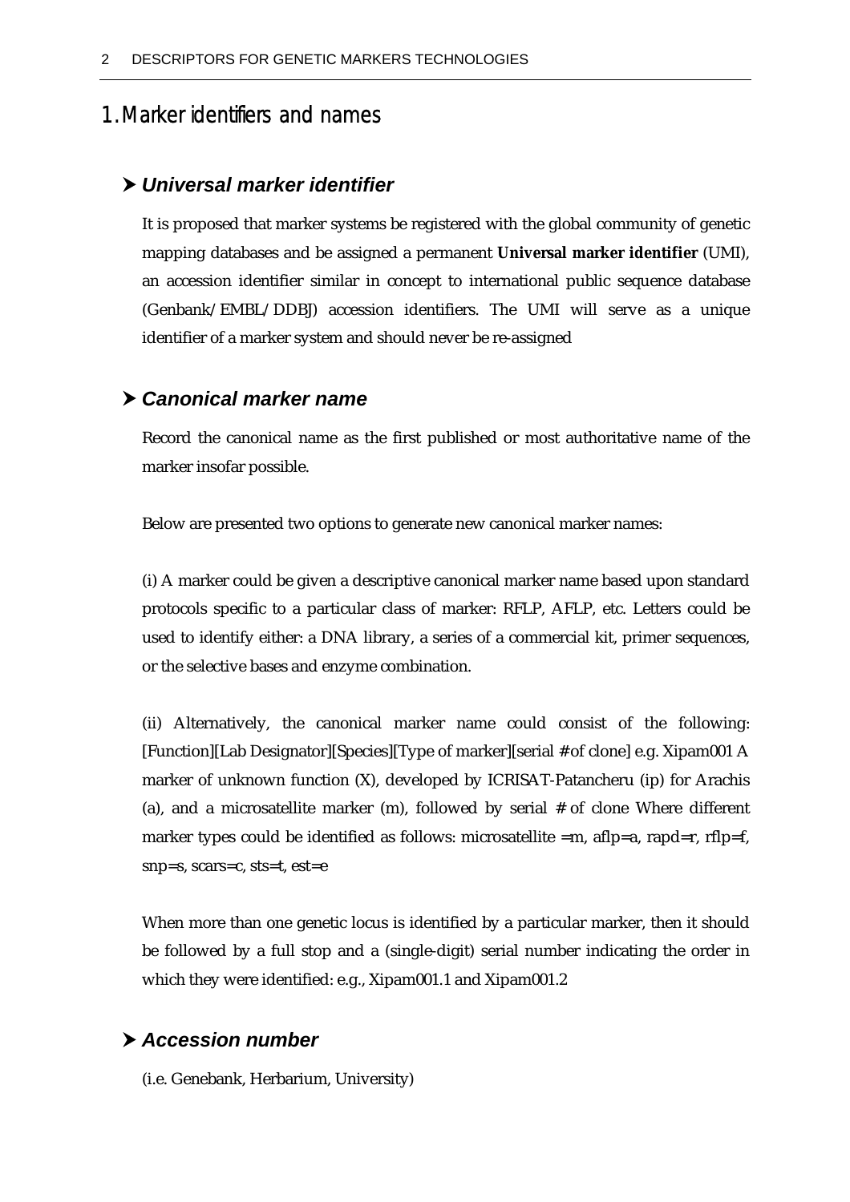# 1. Marker identifiers and names

### ➤ *Universal marker identifier*

It is proposed that marker systems be registered with the global community of genetic mapping databases and be assigned a permanent **Universal marker identifier** (UMI), an accession identifier similar in concept to international public sequence database (Genbank/EMBL/DDBJ) accession identifiers. The UMI will serve as a unique identifier of a marker system and should never be re-assigned

### ➤ *Canonical marker name*

Record the canonical name as the first published or most authoritative name of the marker insofar possible.

Below are presented two options to generate new canonical marker names:

(i) A marker could be given a descriptive canonical marker name based upon standard protocols specific to a particular class of marker: RFLP, AFLP, etc. Letters could be used to identify either: a DNA library, a series of a commercial kit, primer sequences, or the selective bases and enzyme combination.

(ii) Alternatively, the canonical marker name could consist of the following: [Function][Lab Designator][Species][Type of marker][serial # of clone] e.g. Xipam001 A marker of unknown function (X), developed by ICRISAT-Patancheru (ip) for Arachis (a), and a microsatellite marker (m), followed by serial # of clone Where different marker types could be identified as follows: microsatellite =m, aflp=a, rapd=r, rflp=f, snp=s, scars=c, sts=t, est=e

When more than one genetic locus is identified by a particular marker, then it should be followed by a full stop and a (single-digit) serial number indicating the order in which they were identified: e.g., Xipam001.1 and Xipam001.2

### ➤ *Accession number*

(i.e. Genebank, Herbarium, University)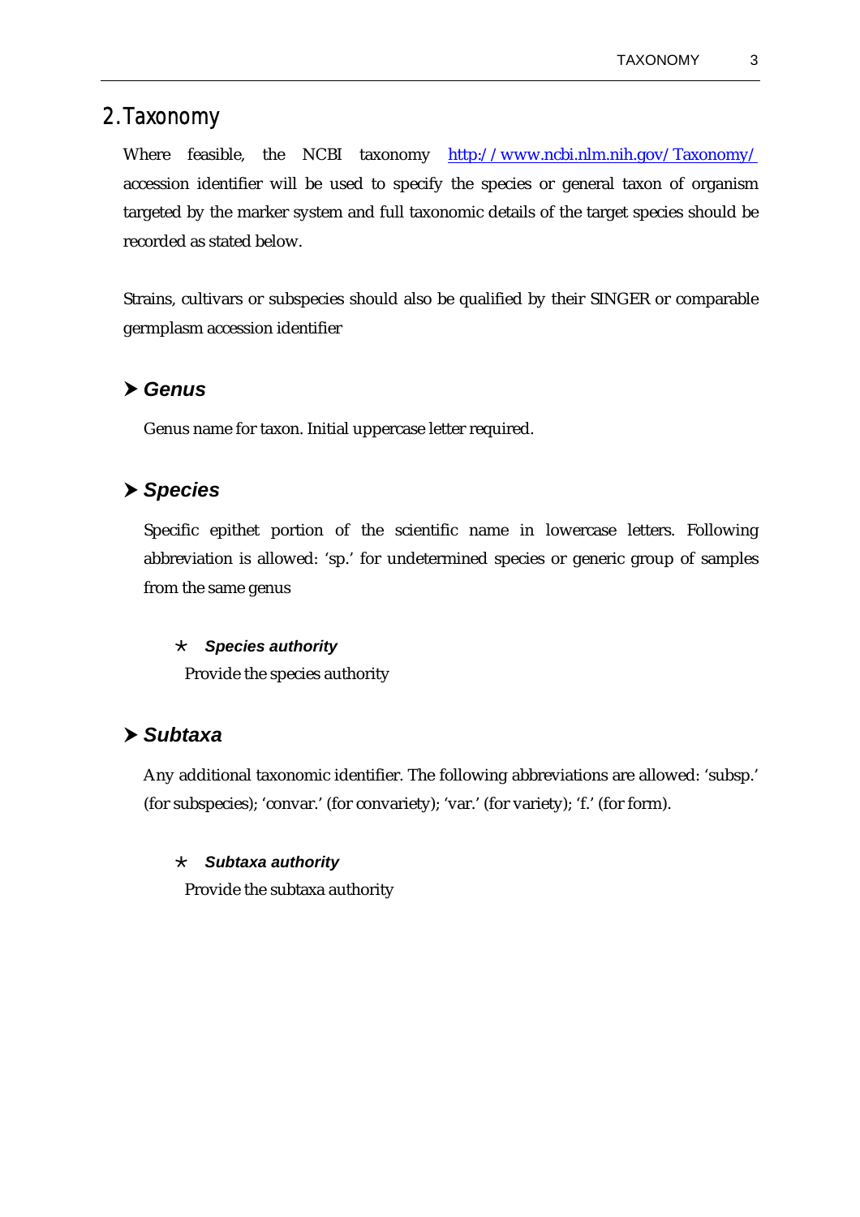## 2. Taxonomy

Where feasible, the NCBI taxonomy [http://www.ncbi.nlm.nih.gov/Taxonomy/](http://www.ncbi.nlm.nih.gov/Taxonomy/) accession identifier will be used to specify the species or general taxon of organism targeted by the marker system and full taxonomic details of the target species should be recorded as stated below.

Strains, cultivars or subspecies should also be qualified by their SINGER or comparable germplasm accession identifier

### ➤ *Genus*

Genus name for taxon. Initial uppercase letter required.

### ➤ *Species*

Specific epithet portion of the scientific name in lowercase letters. Following abbreviation is allowed: 'sp.' for undetermined species or generic group of samples from the same genus

#### ⋆ *Species authority*

Provide the species authority

### ➤ *Subtaxa*

Any additional taxonomic identifier. The following abbreviations are allowed: 'subsp.' (for subspecies); 'convar.' (for convariety); 'var.' (for variety); 'f.' (for form).

#### ⋆ *Subtaxa authority*

Provide the subtaxa authority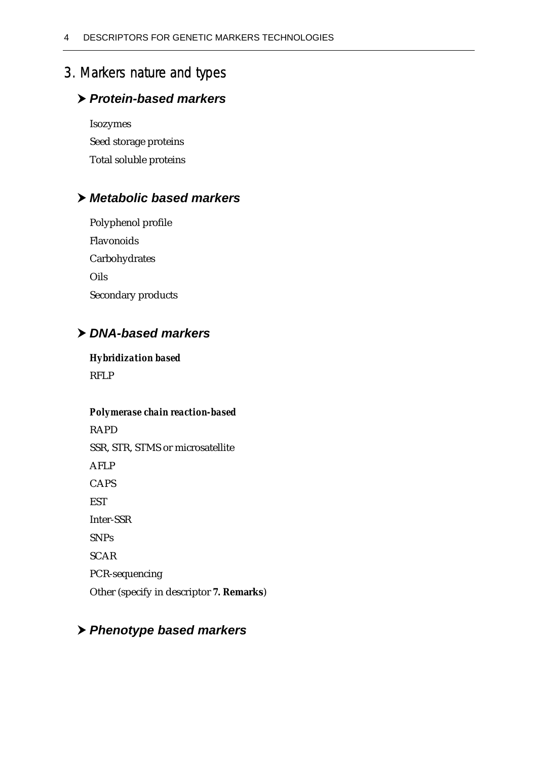# 3. Markers nature and types

## ➤ *Protein-based markers*

Isozymes

Seed storage proteins

Total soluble proteins

## ➤ *Metabolic based markers*

Polyphenol profile

Flavonoids

Carbohydrates

Oils

Secondary products

## ➤ *DNA-based markers*

***Hybridization based***

RFLP

***Polymerase chain reaction-based***

RAPD

SSR, STR, STMS or microsatellite

AFLP

CAPS

EST

Inter-SSR

SNPs

SCAR

PCR-sequencing

Other (specify in descriptor **7. Remarks**)

## ➤ *Phenotype based markers*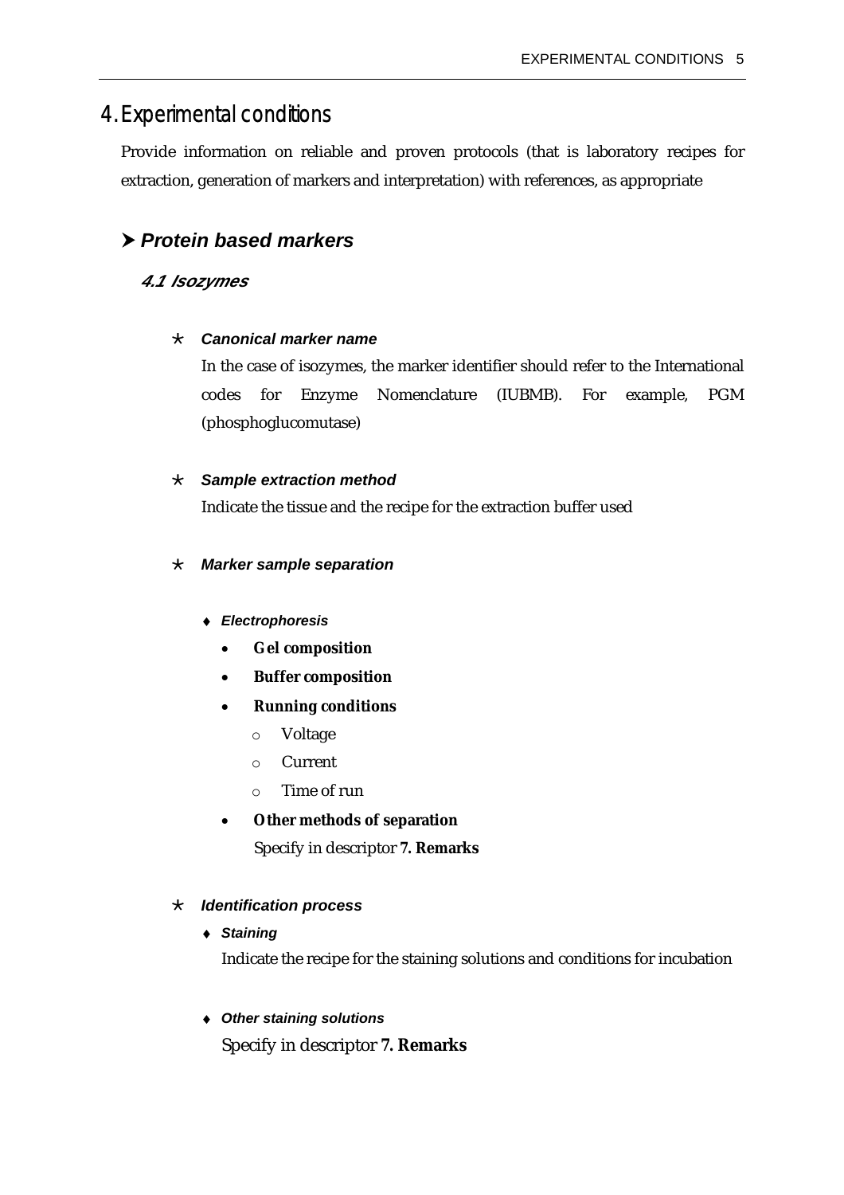# 4. Experimental conditions

Provide information on reliable and proven protocols (that is laboratory recipes for extraction, generation of markers and interpretation) with references, as appropriate

## ➤ *Protein based markers*

### *4.1 Isozymes*

- ***Canonical marker name***

  In the case of isozymes, the marker identifier should refer to the International codes for Enzyme Nomenclature (IUBMB). For example, PGM (phosphoglucomutase)

- ***Sample extraction method***

  Indicate the tissue and the recipe for the extraction buffer used

- ***Marker sample separation***

  - ***Electrophoresis***
    - **Gel composition**
    - **Buffer composition**
    - **Running conditions**
      - Voltage
      - Current
      - Time of run
    - **Other methods of separation**

      Specify in descriptor **7. Remarks**

- ***Identification process***

  - ***Staining***

    Indicate the recipe for the staining solutions and conditions for incubation

  - ***Other staining solutions***

    Specify in descriptor **7. Remarks**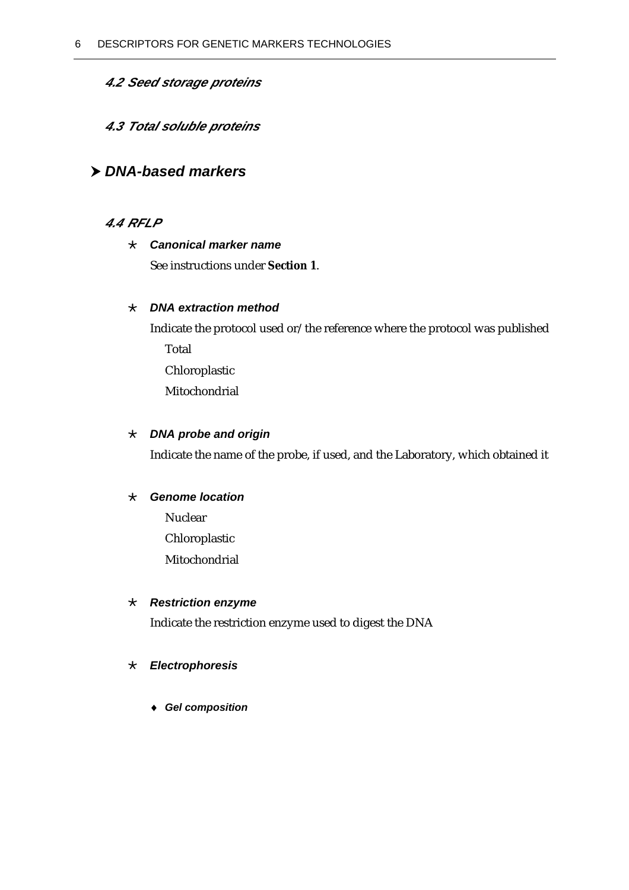### *4.2 Seed storage proteins*

### *4.3 Total soluble proteins*

## ➤ *DNA-based markers*

### *4.4 RFLP*

- ***Canonical marker name***

  See instructions under **Section 1**.

- ***DNA extraction method***

  Indicate the protocol used or/the reference where the protocol was published

  - Total
  - Chloroplastic
  - Mitochondrial

- ***DNA probe and origin***

  Indicate the name of the probe, if used, and the Laboratory, which obtained it

- ***Genome location***

  - Nuclear
  - Chloroplastic
  - Mitochondrial

- ***Restriction enzyme***

  Indicate the restriction enzyme used to digest the DNA

- ***Electrophoresis***

  - ***Gel composition***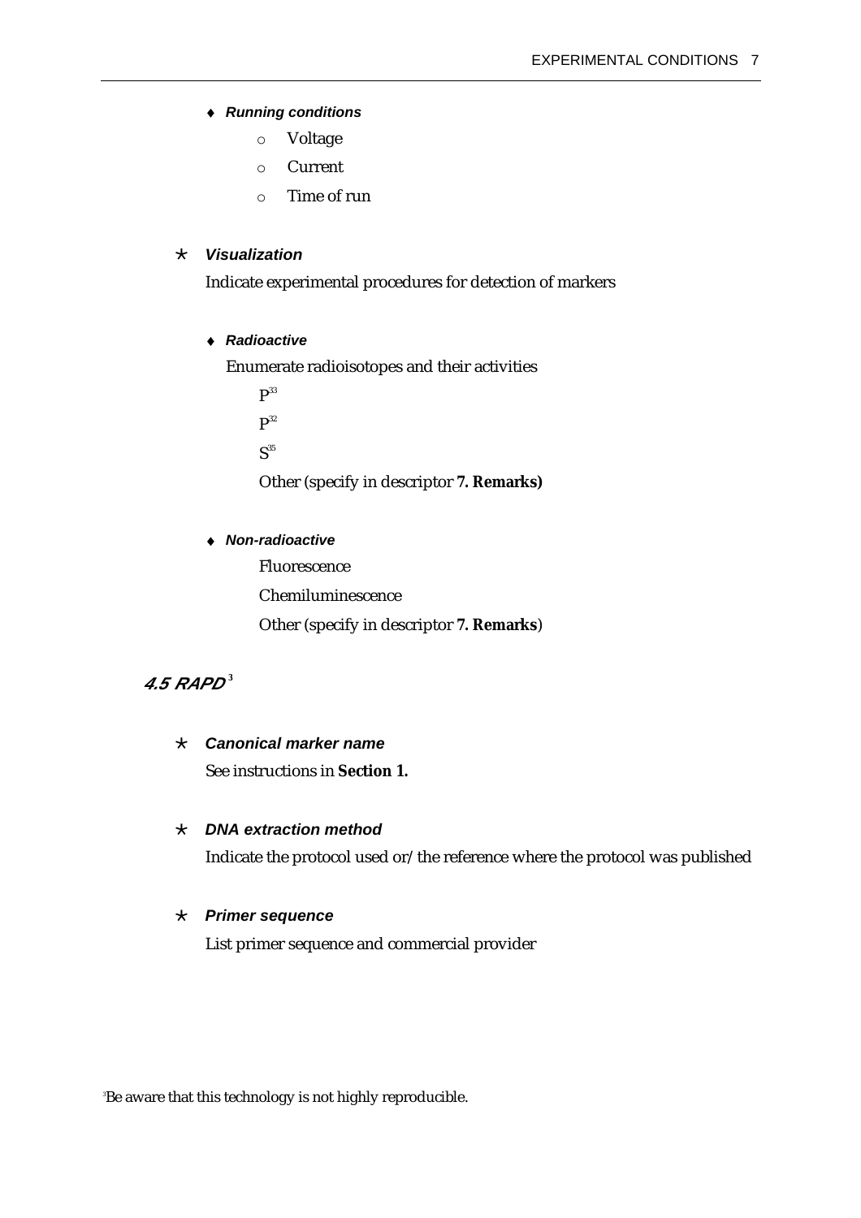♦ ***Running conditions***

- Voltage
- Current
- Time of run

★ ***Visualization***

Indicate experimental procedures for detection of markers

♦ ***Radioactive***

Enumerate radioisotopes and their activities

$P^{33}$

$P^{32}$

$S^{35}$

Other (specify in descriptor **7. Remarks)**

♦ ***Non-radioactive***

Fluorescence

Chemiluminescence

Other (specify in descriptor **7. Remarks**)

## *4.5 RAPD*[3]

★ ***Canonical marker name***

See instructions in **Section 1.**

★ ***DNA extraction method***

Indicate the protocol used or/the reference where the protocol was published

★ ***Primer sequence***

List primer sequence and commercial provider

[3] Be aware that this technology is not highly reproducible.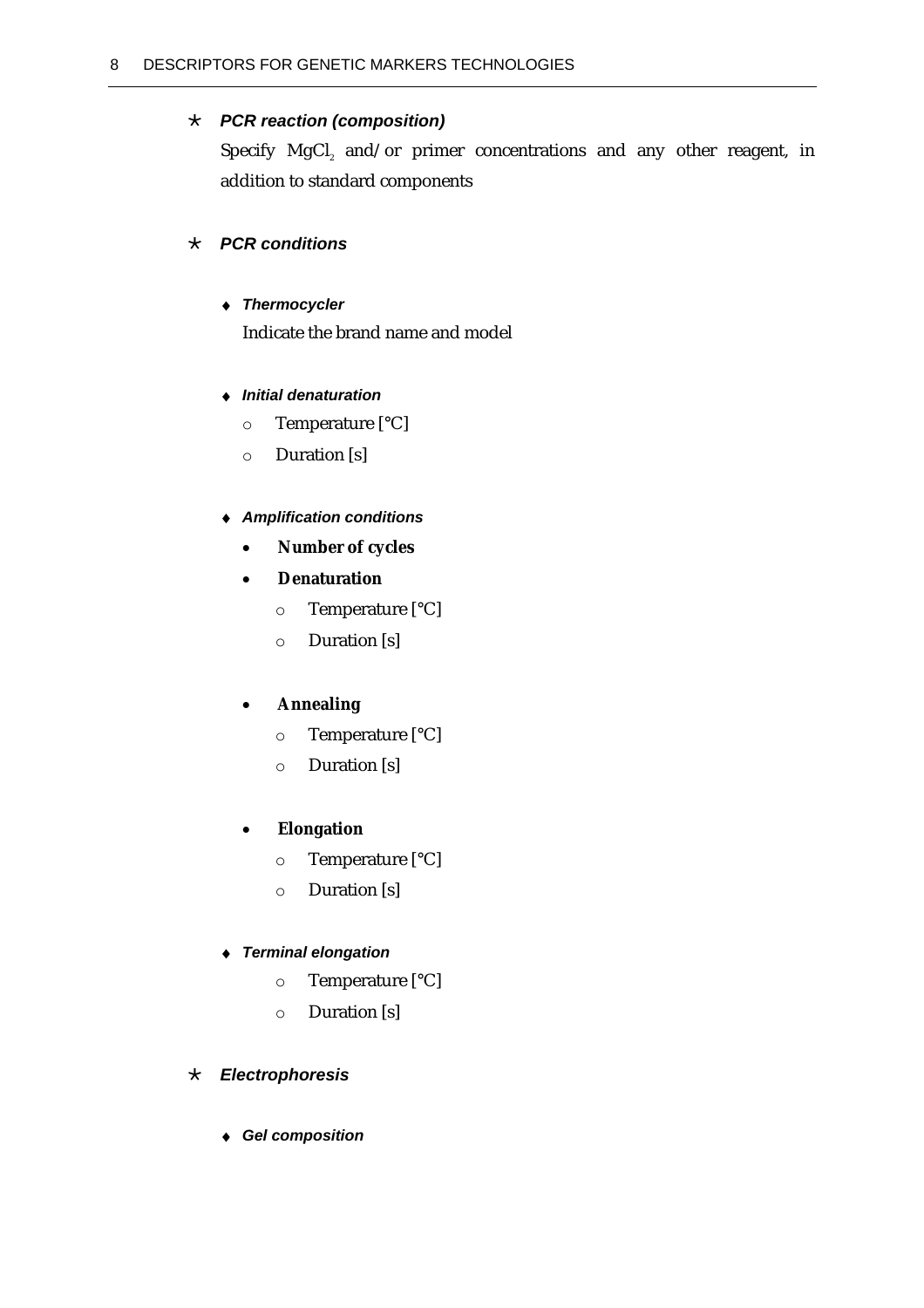* ***PCR reaction (composition)***

  Specify $MgCl_2$ and/or primer concentrations and any other reagent, in addition to standard components

* ***PCR conditions***

  - ***Thermocycler***

    Indicate the brand name and model

  - ***Initial denaturation***
    - Temperature [°C]
    - Duration [s]

  - ***Amplification conditions***
    - **Number of cycles**
    - **Denaturation**
      - Temperature [°C]
      - Duration [s]
    - **Annealing**
      - Temperature [°C]
      - Duration [s]
    - **Elongation**
      - Temperature [°C]
      - Duration [s]

  - ***Terminal elongation***
    - Temperature [°C]
    - Duration [s]

* ***Electrophoresis***

  - ***Gel composition***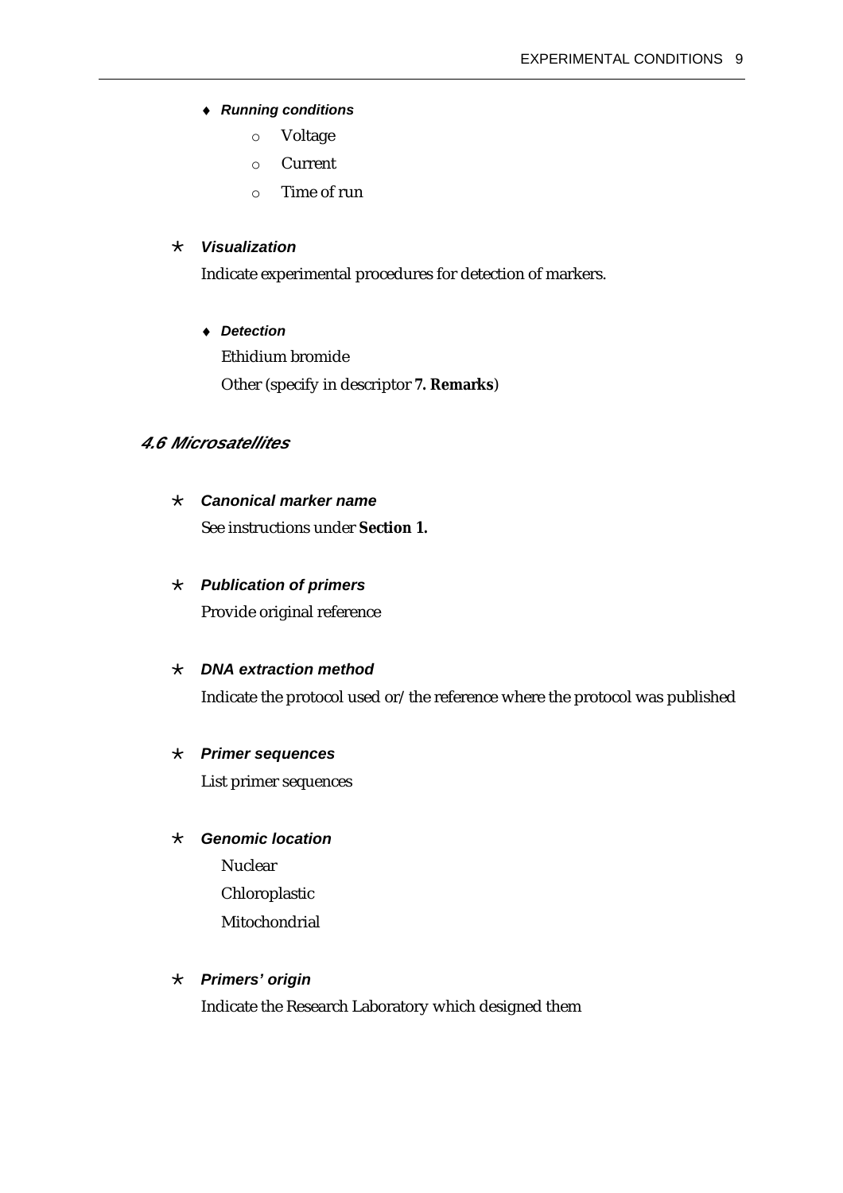- ***Running conditions***
  - Voltage
  - Current
  - Time of run

- ***Visualization***

  Indicate experimental procedures for detection of markers.

  - ***Detection***

    Ethidium bromide

    Other (specify in descriptor **7. Remarks**)

### *4.6 Microsatellites*

- ***Canonical marker name***

  See instructions under **Section 1.**

- ***Publication of primers***

  Provide original reference

- ***DNA extraction method***

  Indicate the protocol used or/the reference where the protocol was published

- ***Primer sequences***

  List primer sequences

- ***Genomic location***

  Nuclear

  Chloroplastic

  Mitochondrial

- ***Primers' origin***

  Indicate the Research Laboratory which designed them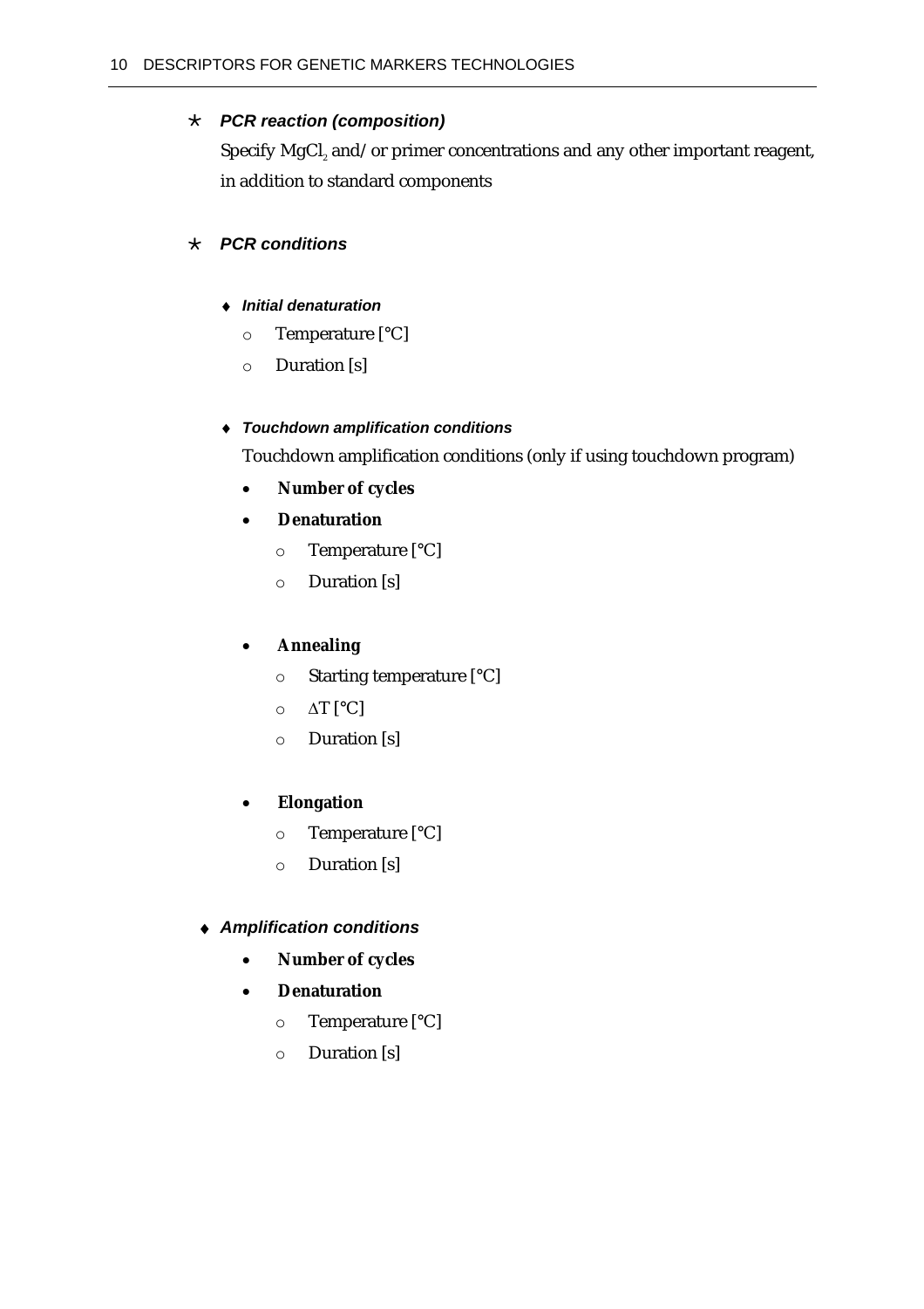* ***PCR reaction (composition)***

  Specify $MgCl_2$ and/or primer concentrations and any other important reagent, in addition to standard components

* ***PCR conditions***

  - ***Initial denaturation***
    - Temperature [°C]
    - Duration [s]

  - ***Touchdown amplification conditions***

    Touchdown amplification conditions (only if using touchdown program)

    - **Number of cycles**
    - **Denaturation**
      - Temperature [°C]
      - Duration [s]

    - **Annealing**
      - Starting temperature [°C]
      - $\Delta T$ [°C]
      - Duration [s]

    - **Elongation**
      - Temperature [°C]
      - Duration [s]

  - ***Amplification conditions***
    - **Number of cycles**
    - **Denaturation**
      - Temperature [°C]
      - Duration [s]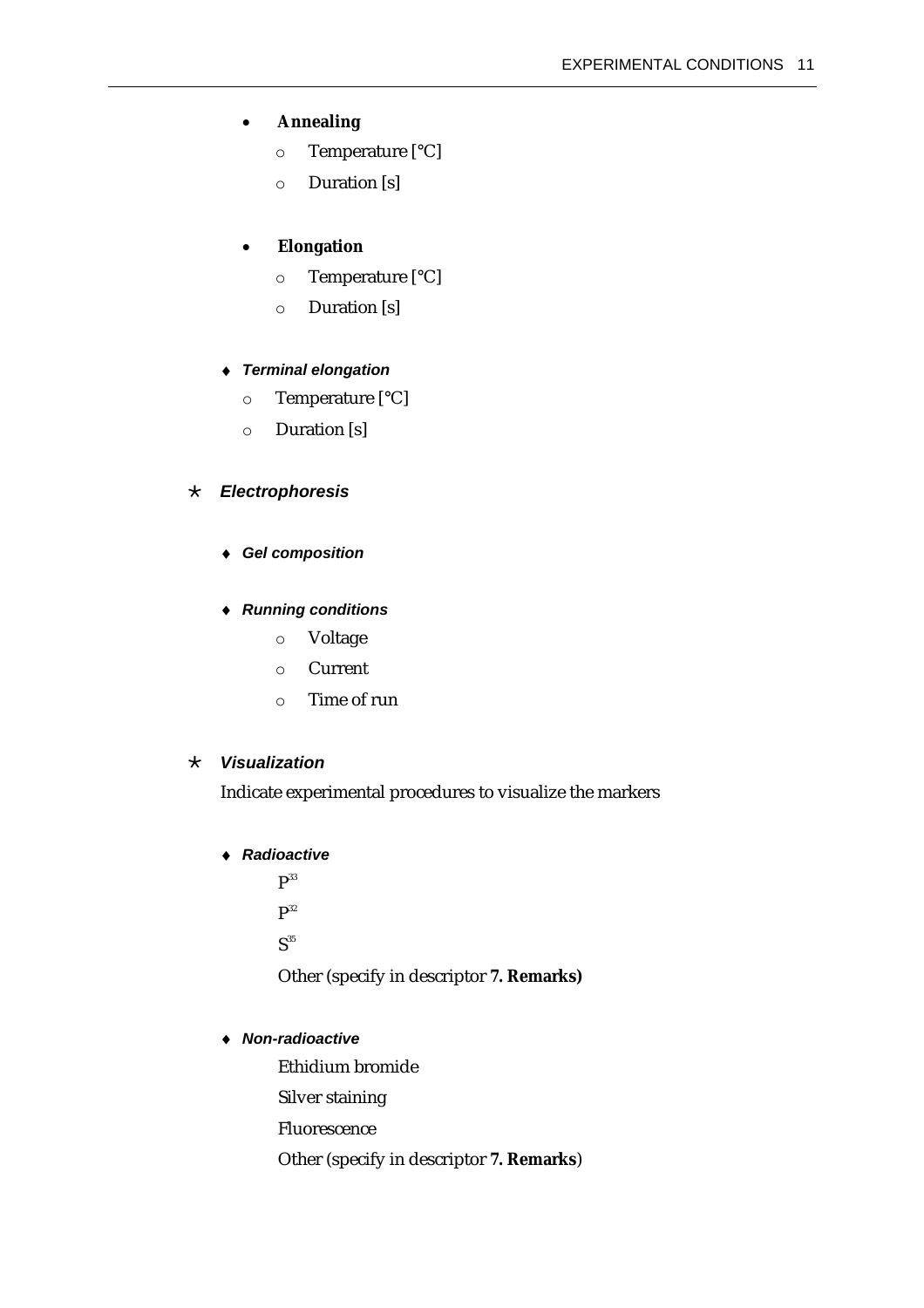- **Annealing**
    - Temperature [°C]
    - Duration [s]

- **Elongation**
    - Temperature [°C]
    - Duration [s]

- ***Terminal elongation***
    - Temperature [°C]
    - Duration [s]

### *Electrophoresis*

- ***Gel composition***

- ***Running conditions***
    - Voltage
    - Current
    - Time of run

### *Visualization*

Indicate experimental procedures to visualize the markers

- ***Radioactive***

  $P^{33}$

  $P^{32}$

  $S^{35}$

  Other (specify in descriptor **7. Remarks)**

- ***Non-radioactive***

  Ethidium bromide

  Silver staining

  Fluorescence

  Other (specify in descriptor **7. Remarks**)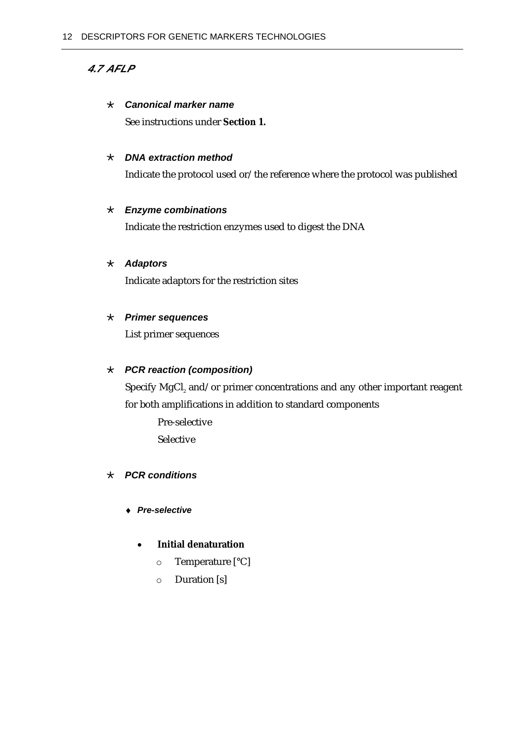## 4.7 AFLP

- ***Canonical marker name***

  See instructions under **Section 1.**

- ***DNA extraction method***

  Indicate the protocol used or/the reference where the protocol was published

- ***Enzyme combinations***

  Indicate the restriction enzymes used to digest the DNA

- ***Adaptors***

  Indicate adaptors for the restriction sites

- ***Primer sequences***

  List primer sequences

- ***PCR reaction (composition)***

  Specify $MgCl_2$ and/or primer concentrations and any other important reagent for both amplifications in addition to standard components

  Pre-selective

  Selective

- ***PCR conditions***

  - ***Pre-selective***

    - **Initial denaturation**
      - Temperature [°C]
      - Duration [s]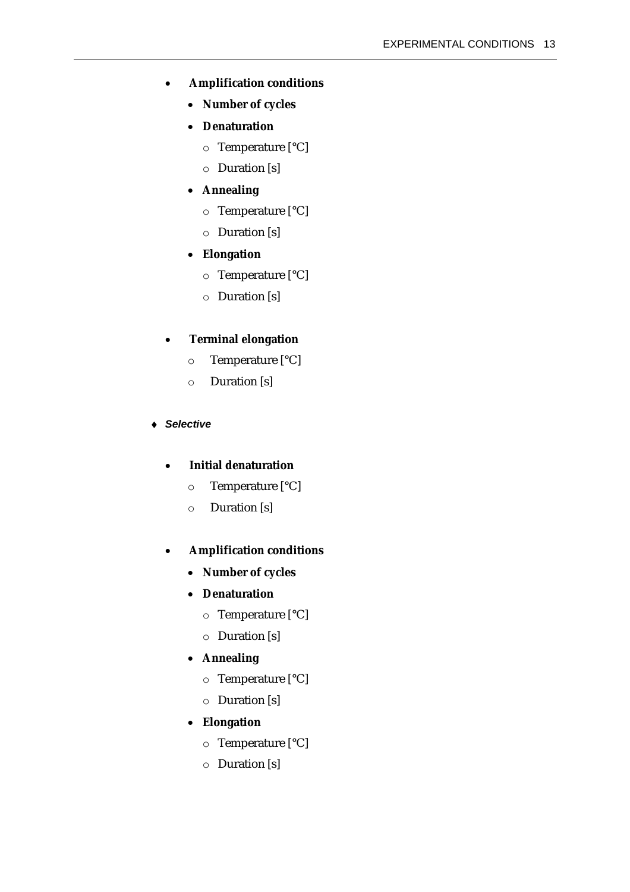- **Amplification conditions**
  - **Number of cycles**
  - **Denaturation**
    - Temperature [°C]
    - Duration [s]
  - **Annealing**
    - Temperature [°C]
    - Duration [s]
  - **Elongation**
    - Temperature [°C]
    - Duration [s]

- **Terminal elongation**
  - Temperature [°C]
  - Duration [s]

♦ ***Selective***

- **Initial denaturation**
  - Temperature [°C]
  - Duration [s]

- **Amplification conditions**
  - **Number of cycles**
  - **Denaturation**
    - Temperature [°C]
    - Duration [s]
  - **Annealing**
    - Temperature [°C]
    - Duration [s]
  - **Elongation**
    - Temperature [°C]
    - Duration [s]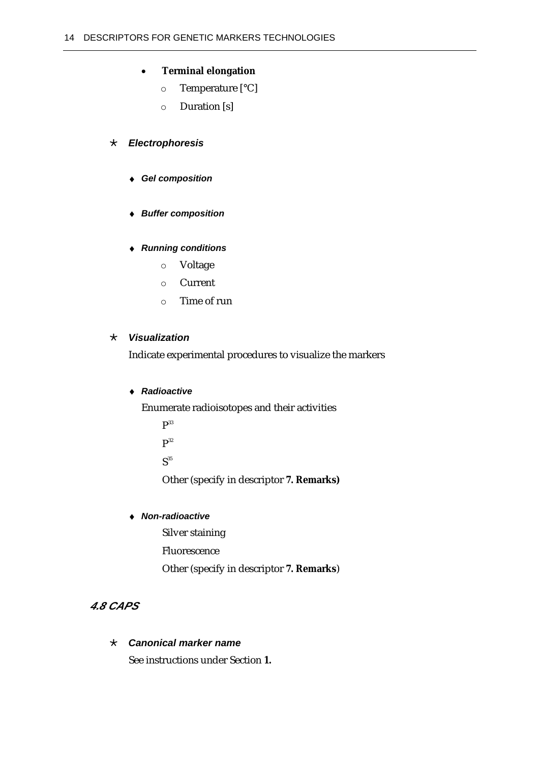- **Terminal elongation**
  - Temperature [°C]
  - Duration [s]

★ ***Electrophoresis***

- ***Gel composition***

- ***Buffer composition***

- ***Running conditions***
  - Voltage
  - Current
  - Time of run

★ ***Visualization***

Indicate experimental procedures to visualize the markers

- ***Radioactive***

  Enumerate radioisotopes and their activities

  $P^{33}$

  $P^{32}$

  $S^{35}$

  Other (specify in descriptor **7. Remarks)**

- ***Non-radioactive***

  Silver staining

  Fluorescence

  Other (specify in descriptor **7. Remarks**)

### 4.8 CAPS

★ ***Canonical marker name***

See instructions under Section **1.**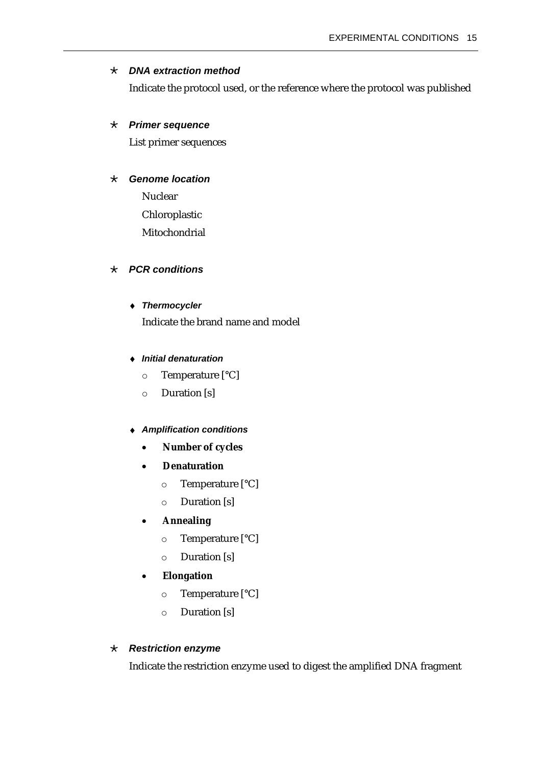- ***DNA extraction method***

  Indicate the protocol used, or the reference where the protocol was published

- ***Primer sequence***

  List primer sequences

- ***Genome location***

  Nuclear

  Chloroplastic

  Mitochondrial

- ***PCR conditions***

  - ***Thermocycler***

    Indicate the brand name and model

  - ***Initial denaturation***
    - Temperature [°C]
    - Duration [s]

  - ***Amplification conditions***
    - **Number of cycles**
    - **Denaturation**
      - Temperature [°C]
      - Duration [s]
    - **Annealing**
      - Temperature [°C]
      - Duration [s]
    - **Elongation**
      - Temperature [°C]
      - Duration [s]

- ***Restriction enzyme***

  Indicate the restriction enzyme used to digest the amplified DNA fragment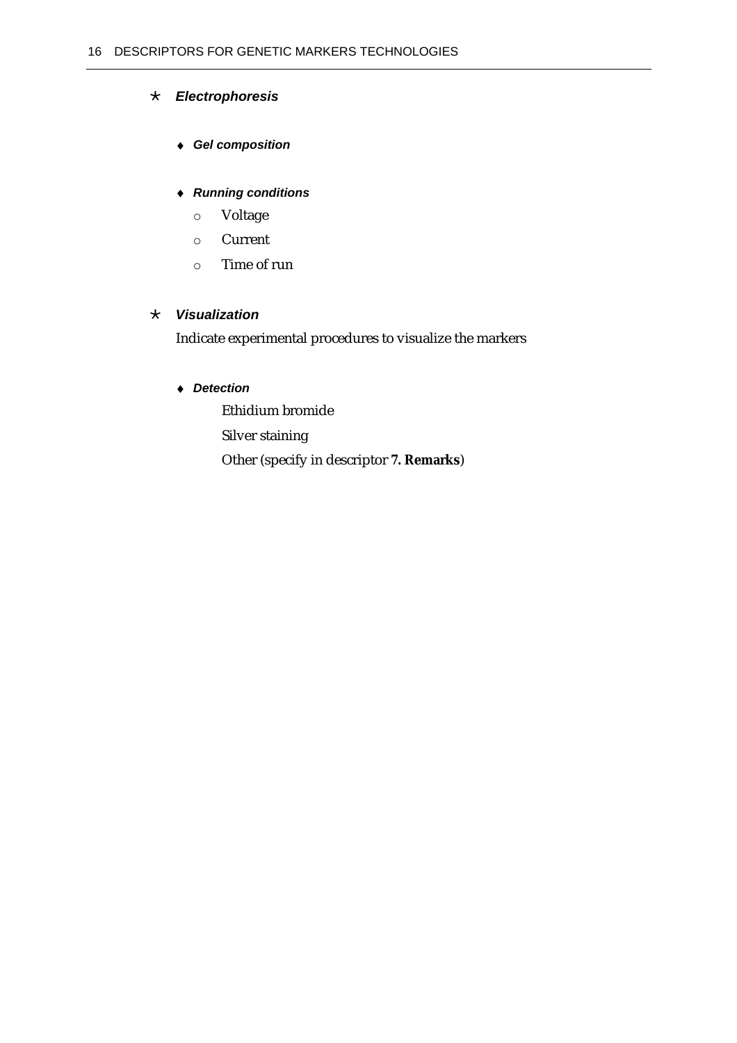* ***Electrophoresis***

  ♦ ***Gel composition***

  ♦ ***Running conditions***

    - Voltage
    - Current
    - Time of run

* ***Visualization***

  Indicate experimental procedures to visualize the markers

  ♦ ***Detection***

    Ethidium bromide

    Silver staining

    Other (specify in descriptor **7. Remarks**)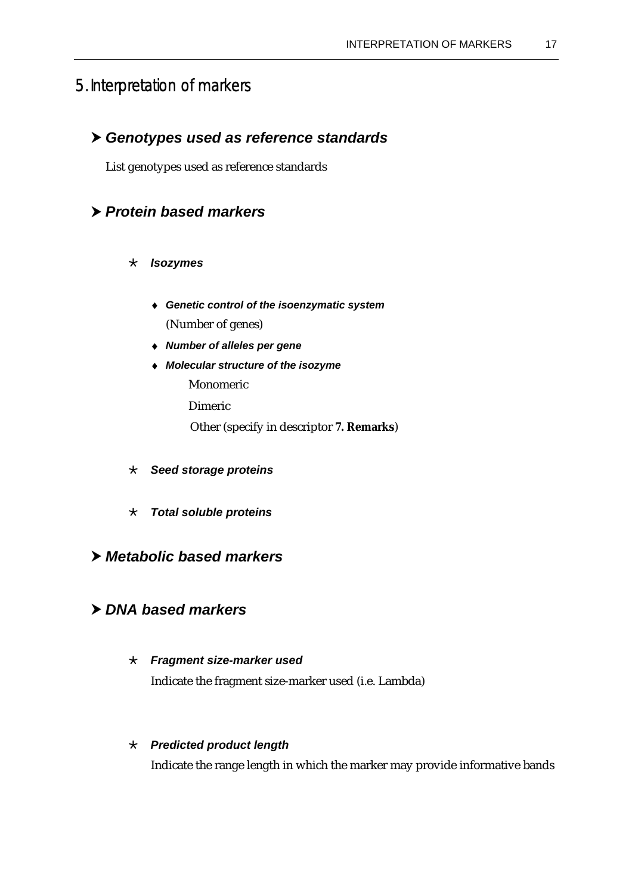# 5. Interpretation of markers

## ➤ *Genotypes used as reference standards*

List genotypes used as reference standards

## ➤ *Protein based markers*

### ★ *Isozymes*

- ♦ ***Genetic control of the isoenzymatic system***
  (Number of genes)
- ♦ ***Number of alleles per gene***
- ♦ ***Molecular structure of the isozyme***
  Monomeric
  Dimeric
  Other (specify in descriptor **7. Remarks**)

### ★ *Seed storage proteins*

### ★ *Total soluble proteins*

## ➤ *Metabolic based markers*

## ➤ *DNA based markers*

### ★ *Fragment size-marker used*

Indicate the fragment size-marker used (i.e. Lambda)

### ★ *Predicted product length*

Indicate the range length in which the marker may provide informative bands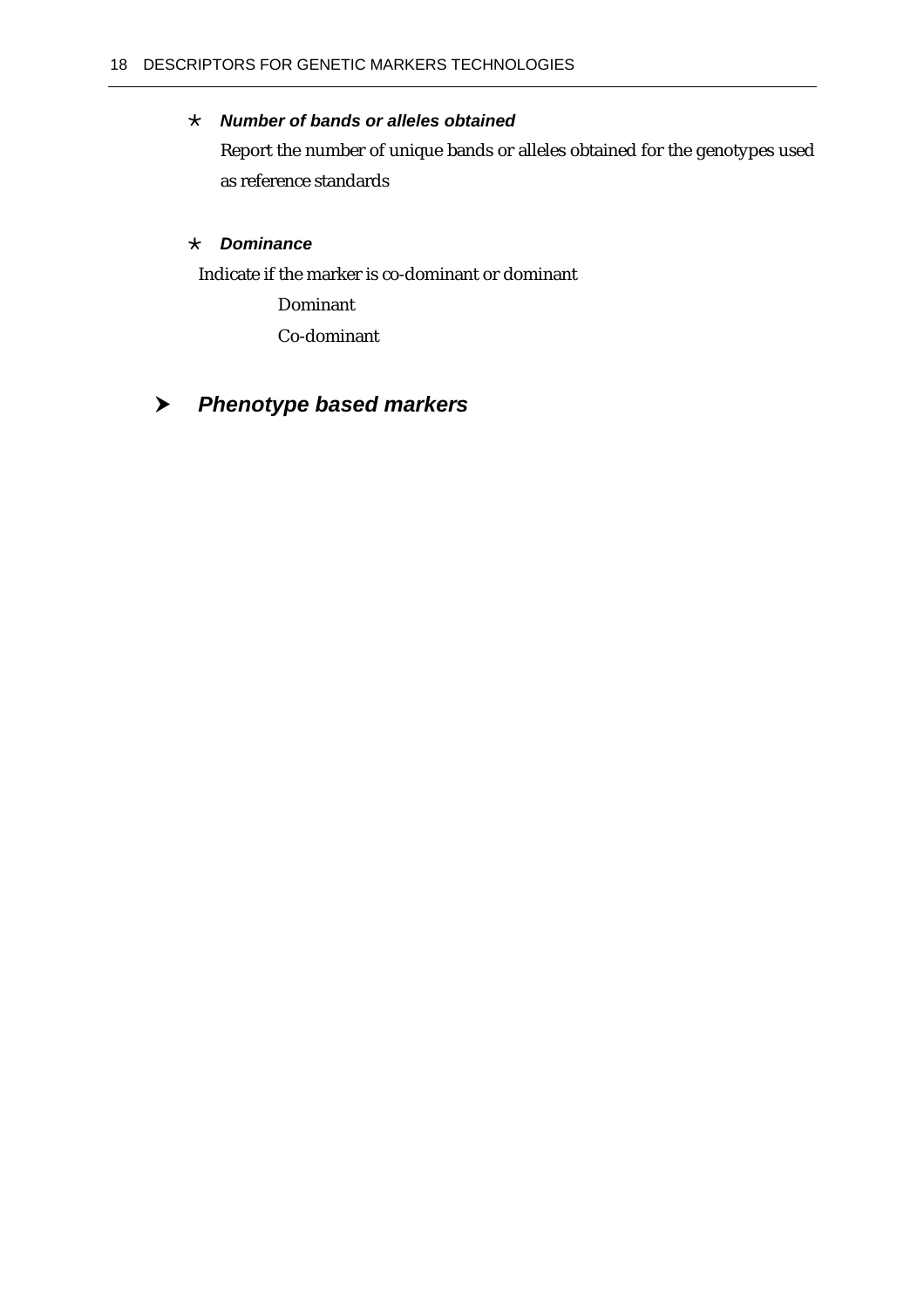* ***Number of bands or alleles obtained***

  Report the number of unique bands or alleles obtained for the genotypes used as reference standards

* ***Dominance***

  Indicate if the marker is co-dominant or dominant

  Dominant

  Co-dominant

## ➤ *Phenotype based markers*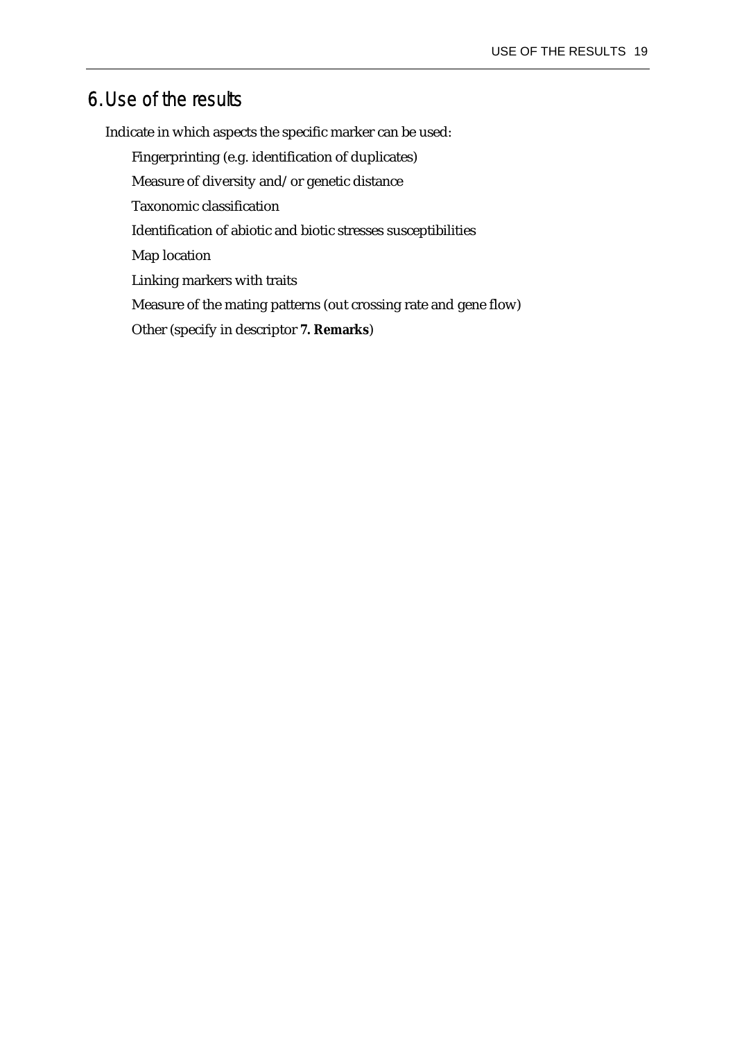# 6. Use of the results

Indicate in which aspects the specific marker can be used:

Fingerprinting (e.g. identification of duplicates)

Measure of diversity and/or genetic distance

Taxonomic classification

Identification of abiotic and biotic stresses susceptibilities

Map location

Linking markers with traits

Measure of the mating patterns (out crossing rate and gene flow)

Other (specify in descriptor **7. Remarks**)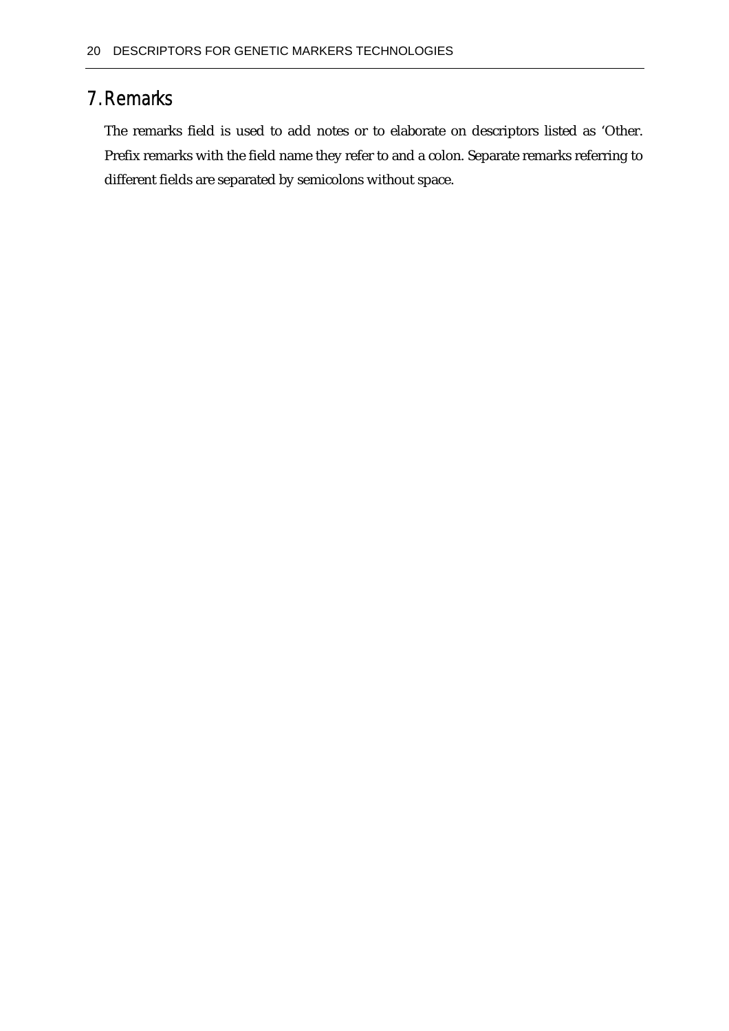# 7. Remarks

The remarks field is used to add notes or to elaborate on descriptors listed as 'Other. Prefix remarks with the field name they refer to and a colon. Separate remarks referring to different fields are separated by semicolons without space.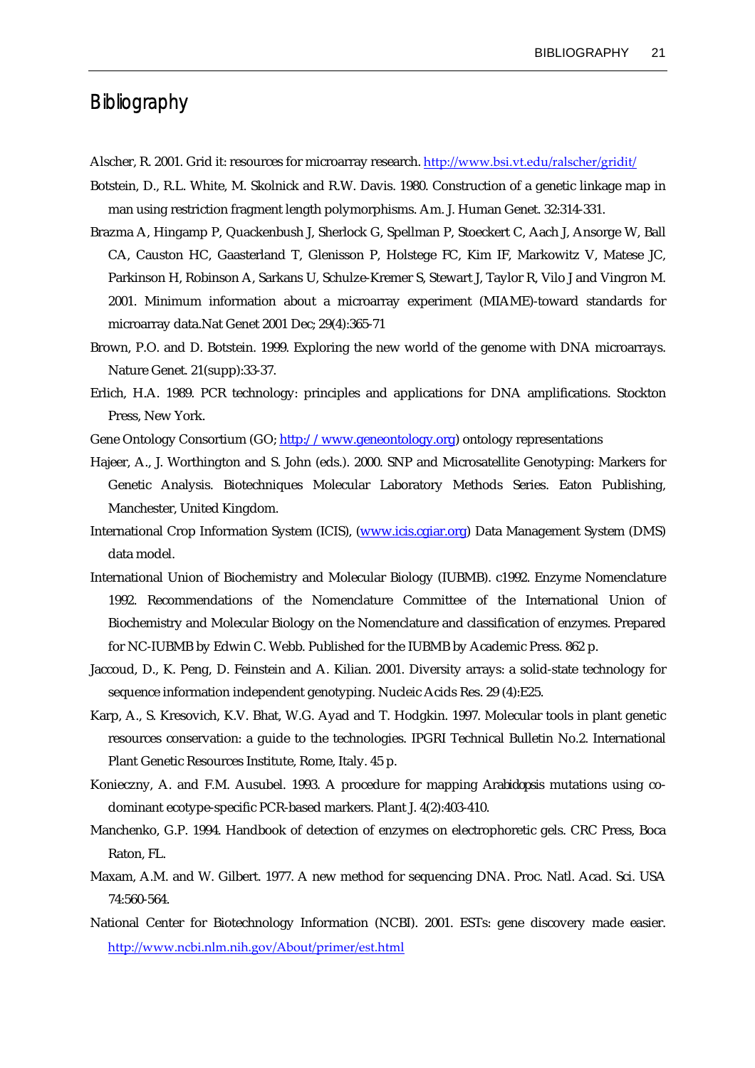# Bibliography

Alscher, R. 2001. Grid it: resources for microarray research. http://www.bsi.vt.edu/ralscher/gridit/

Botstein, D., R.L. White, M. Skolnick and R.W. Davis. 1980. Construction of a genetic linkage map in man using restriction fragment length polymorphisms. Am. J. Human Genet. 32:314-331.

Brazma A, Hingamp P, Quackenbush J, Sherlock G, Spellman P, Stoeckert C, Aach J, Ansorge W, Ball CA, Causton HC, Gaasterland T, Glenisson P, Holstege FC, Kim IF, Markowitz V, Matese JC, Parkinson H, Robinson A, Sarkans U, Schulze-Kremer S, Stewart J, Taylor R, Vilo J and Vingron M. 2001. Minimum information about a microarray experiment (MIAME)-toward standards for microarray data.Nat Genet 2001 Dec; 29(4):365-71

Brown, P.O. and D. Botstein. 1999. Exploring the new world of the genome with DNA microarrays. Nature Genet. 21(supp):33-37.

Erlich, H.A. 1989. PCR technology: principles and applications for DNA amplifications. Stockton Press, New York.

Gene Ontology Consortium (GO; http://www.geneontology.org) ontology representations

Hajeer, A., J. Worthington and S. John (eds.). 2000. SNP and Microsatellite Genotyping: Markers for Genetic Analysis. Biotechniques Molecular Laboratory Methods Series. Eaton Publishing, Manchester, United Kingdom.

International Crop Information System (ICIS), (www.icis.cgiar.org) Data Management System (DMS) data model.

International Union of Biochemistry and Molecular Biology (IUBMB). c1992. Enzyme Nomenclature 1992. Recommendations of the Nomenclature Committee of the International Union of Biochemistry and Molecular Biology on the Nomenclature and classification of enzymes. Prepared for NC-IUBMB by Edwin C. Webb. Published for the IUBMB by Academic Press. 862 p.

Jaccoud, D., K. Peng, D. Feinstein and A. Kilian. 2001. Diversity arrays: a solid-state technology for sequence information independent genotyping. Nucleic Acids Res. 29 (4):E25.

Karp, A., S. Kresovich, K.V. Bhat, W.G. Ayad and T. Hodgkin. 1997. Molecular tools in plant genetic resources conservation: a guide to the technologies. IPGRI Technical Bulletin No.2. International Plant Genetic Resources Institute, Rome, Italy. 45 p.

Konieczny, A. and F.M. Ausubel. 1993. A procedure for mapping *Arabidopsis* mutations using co-dominant ecotype-specific PCR-based markers. Plant J. 4(2):403-410.

Manchenko, G.P. 1994. Handbook of detection of enzymes on electrophoretic gels. CRC Press, Boca Raton, FL.

Maxam, A.M. and W. Gilbert. 1977. A new method for sequencing DNA. Proc. Natl. Acad. Sci. USA 74:560-564.

National Center for Biotechnology Information (NCBI). 2001. ESTs: gene discovery made easier. http://www.ncbi.nlm.nih.gov/About/primer/est.html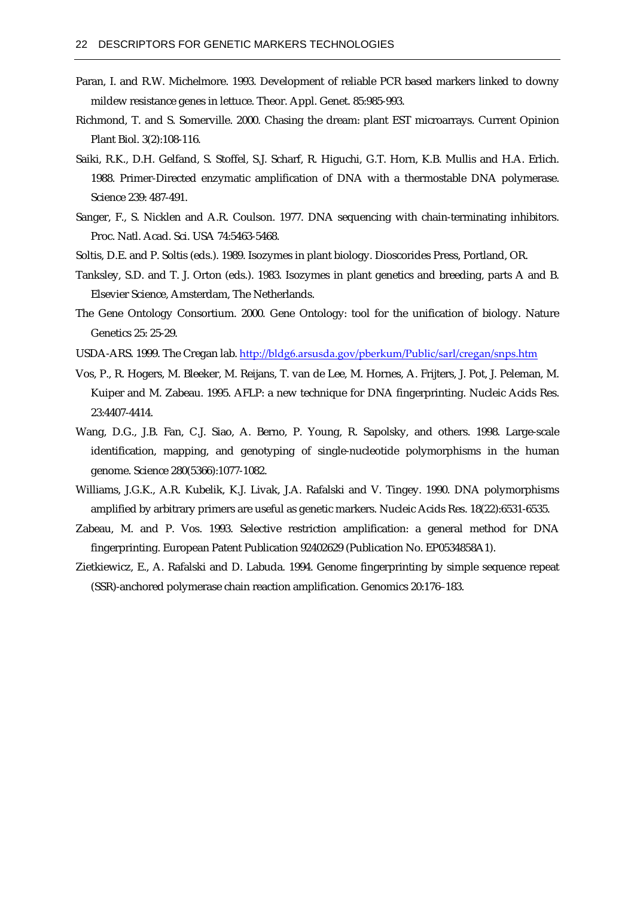Paran, I. and R.W. Michelmore. 1993. Development of reliable PCR based markers linked to downy mildew resistance genes in lettuce. Theor. Appl. Genet. 85:985-993.

Richmond, T. and S. Somerville. 2000. Chasing the dream: plant EST microarrays. Current Opinion Plant Biol. 3(2):108-116.

Saiki, R.K., D.H. Gelfand, S. Stoffel, S.J. Scharf, R. Higuchi, G.T. Horn, K.B. Mullis and H.A. Erlich. 1988. Primer-Directed enzymatic amplification of DNA with a thermostable DNA polymerase. Science 239: 487-491.

Sanger, F., S. Nicklen and A.R. Coulson. 1977. DNA sequencing with chain-terminating inhibitors. Proc. Natl. Acad. Sci. USA 74:5463-5468.

Soltis, D.E. and P. Soltis (eds.). 1989. Isozymes in plant biology. Dioscorides Press, Portland, OR.

Tanksley, S.D. and T. J. Orton (eds.). 1983. Isozymes in plant genetics and breeding, parts A and B. Elsevier Science, Amsterdam, The Netherlands.

The Gene Ontology Consortium. 2000. Gene Ontology: tool for the unification of biology. Nature Genetics 25: 25-29.

USDA-ARS. 1999. The Cregan lab. http://bldg6.arsusda.gov/pberkum/Public/sarl/cregan/snps.htm

Vos, P., R. Hogers, M. Bleeker, M. Reijans, T. van de Lee, M. Hornes, A. Frijters, J. Pot, J. Peleman, M. Kuiper and M. Zabeau. 1995. AFLP: a new technique for DNA fingerprinting. Nucleic Acids Res. 23:4407-4414.

Wang, D.G., J.B. Fan, C.J. Siao, A. Berno, P. Young, R. Sapolsky, and others. 1998. Large-scale identification, mapping, and genotyping of single-nucleotide polymorphisms in the human genome. Science 280(5366):1077-1082.

Williams, J.G.K., A.R. Kubelik, K.J. Livak, J.A. Rafalski and V. Tingey. 1990. DNA polymorphisms amplified by arbitrary primers are useful as genetic markers. Nucleic Acids Res. 18(22):6531-6535.

Zabeau, M. and P. Vos. 1993. Selective restriction amplification: a general method for DNA fingerprinting. European Patent Publication 92402629 (Publication No. EP0534858A1).

Zietkiewicz, E., A. Rafalski and D. Labuda. 1994. Genome fingerprinting by simple sequence repeat (SSR)-anchored polymerase chain reaction amplification. Genomics 20:176–183.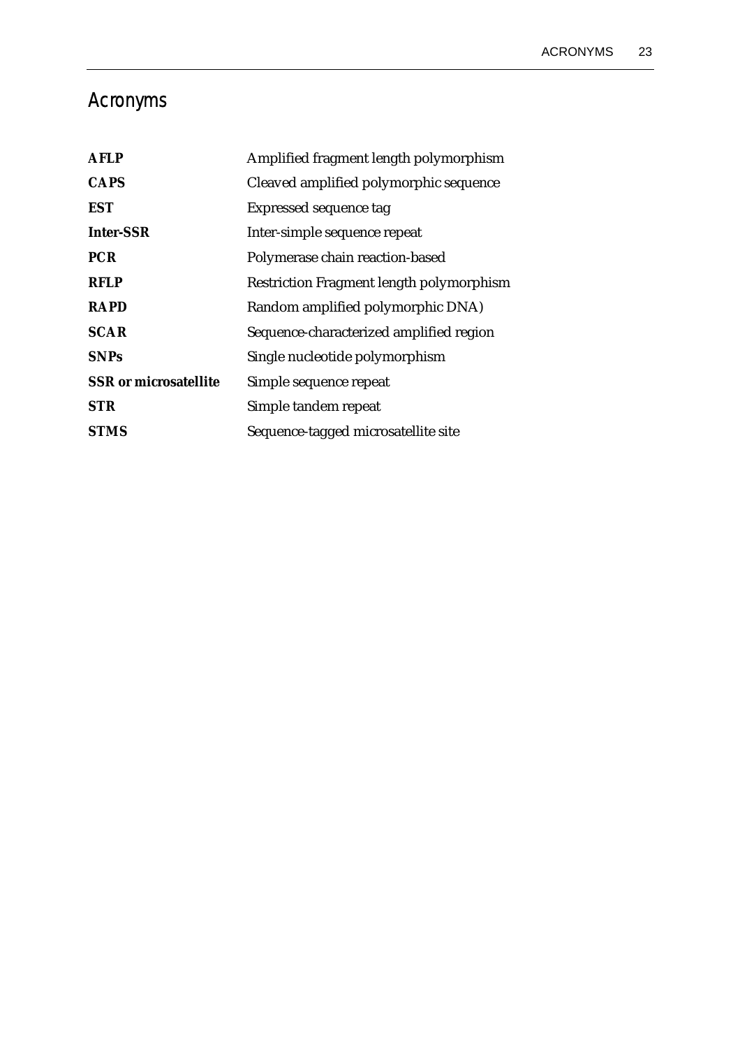# Acronyms

| | |
|---|---|
| **AFLP** | Amplified fragment length polymorphism |
| **CAPS** | Cleaved amplified polymorphic sequence |
| **EST** | Expressed sequence tag |
| **Inter-SSR** | Inter-simple sequence repeat |
| **PCR** | Polymerase chain reaction-based |
| **RFLP** | Restriction Fragment length polymorphism |
| **RAPD** | Random amplified polymorphic DNA) |
| **SCAR** | Sequence-characterized amplified region |
| **SNPs** | Single nucleotide polymorphism |
| **SSR or microsatellite** | Simple sequence repeat |
| **STR** | Simple tandem repeat |
| **STMS** | Sequence-tagged microsatellite site |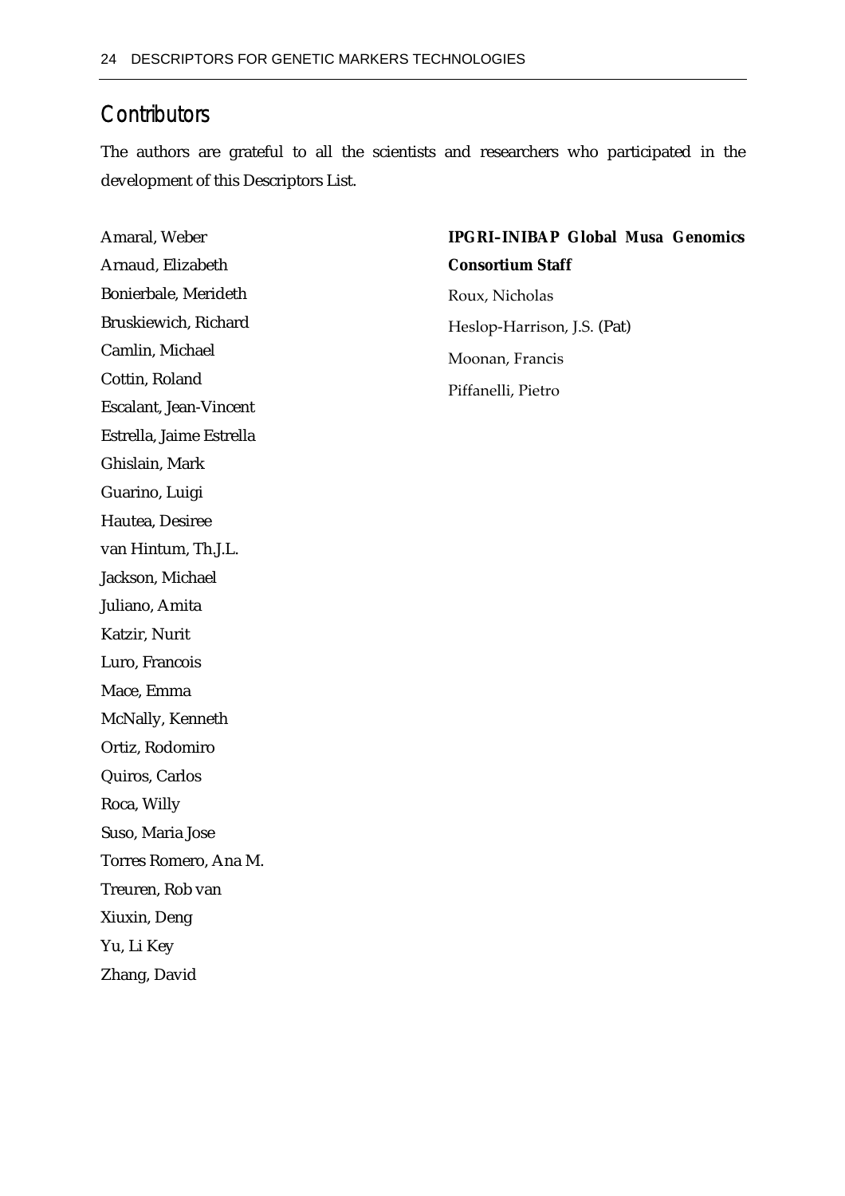# Contributors

The authors are grateful to all the scientists and researchers who participated in the development of this Descriptors List.

Amaral, Weber
Arnaud, Elizabeth
Bonierbale, Merideth
Bruskiewich, Richard
Camlin, Michael
Cottin, Roland
Escalant, Jean-Vincent
Estrella, Jaime Estrella
Ghislain, Mark
Guarino, Luigi
Hautea, Desiree
van Hintum, Th.J.L.
Jackson, Michael
Juliano, Amita
Katzir, Nurit
Luro, Francois
Mace, Emma
McNally, Kenneth
Ortiz, Rodomiro
Quiros, Carlos
Roca, Willy
Suso, Maria Jose
Torres Romero, Ana M.
Treuren, Rob van
Xiuxin, Deng
Yu, Li Key
Zhang, David

**IPGRI–INIBAP Global Musa Genomics Consortium Staff**

Roux, Nicholas
Heslop-Harrison, J.S. (Pat)
Moonan, Francis
Piffanelli, Pietro